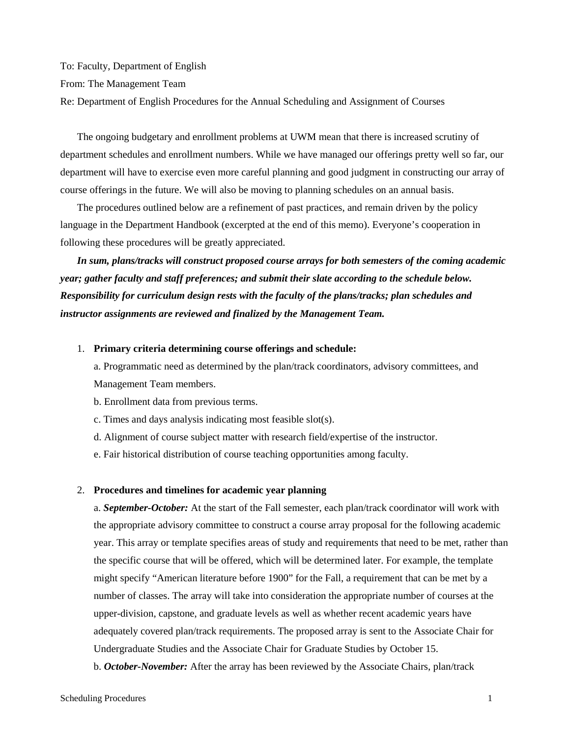To: Faculty, Department of English

From: The Management Team

Re: Department of English Procedures for the Annual Scheduling and Assignment of Courses

The ongoing budgetary and enrollment problems at UWM mean that there is increased scrutiny of department schedules and enrollment numbers. While we have managed our offerings pretty well so far, our department will have to exercise even more careful planning and good judgment in constructing our array of course offerings in the future. We will also be moving to planning schedules on an annual basis.

The procedures outlined below are a refinement of past practices, and remain driven by the policy language in the Department Handbook (excerpted at the end of this memo). Everyone's cooperation in following these procedures will be greatly appreciated.

***In sum, plans/tracks will construct proposed course arrays for both semesters of the coming academic year; gather faculty and staff preferences; and submit their slate according to the schedule below. Responsibility for curriculum design rests with the faculty of the plans/tracks; plan schedules and instructor assignments are reviewed and finalized by the Management Team.***

1. **Primary criteria determining course offerings and schedule:**

   a. Programmatic need as determined by the plan/track coordinators, advisory committees, and Management Team members.

   b. Enrollment data from previous terms.

   c. Times and days analysis indicating most feasible slot(s).

   d. Alignment of course subject matter with research field/expertise of the instructor.

   e. Fair historical distribution of course teaching opportunities among faculty.

2. **Procedures and timelines for academic year planning**

   a. ***September-October:*** At the start of the Fall semester, each plan/track coordinator will work with the appropriate advisory committee to construct a course array proposal for the following academic year. This array or template specifies areas of study and requirements that need to be met, rather than the specific course that will be offered, which will be determined later. For example, the template might specify "American literature before 1900" for the Fall, a requirement that can be met by a number of classes. The array will take into consideration the appropriate number of courses at the upper-division, capstone, and graduate levels as well as whether recent academic years have adequately covered plan/track requirements. The proposed array is sent to the Associate Chair for Undergraduate Studies and the Associate Chair for Graduate Studies by October 15.

   b. ***October-November:*** After the array has been reviewed by the Associate Chairs, plan/track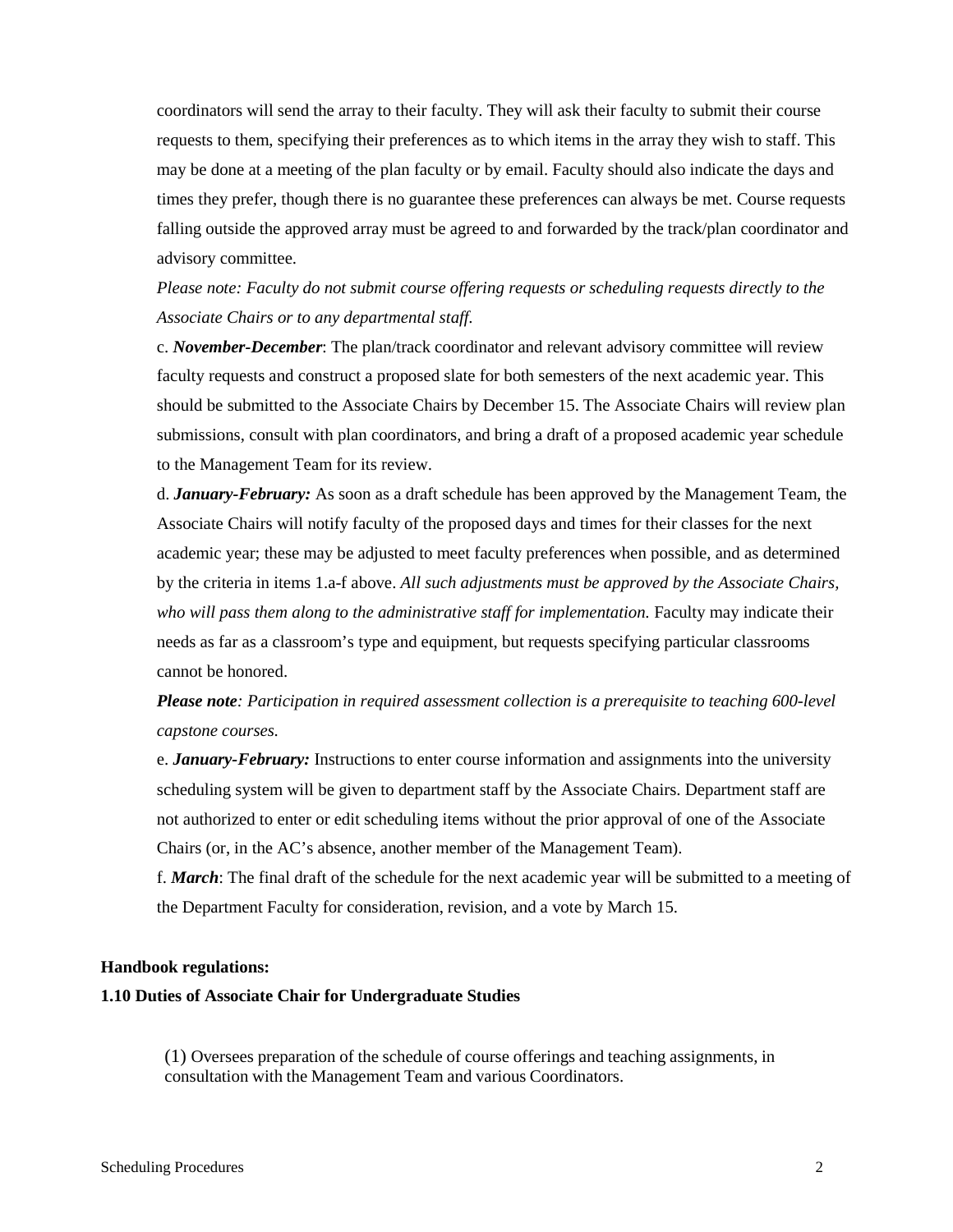coordinators will send the array to their faculty. They will ask their faculty to submit their course requests to them, specifying their preferences as to which items in the array they wish to staff. This may be done at a meeting of the plan faculty or by email. Faculty should also indicate the days and times they prefer, though there is no guarantee these preferences can always be met. Course requests falling outside the approved array must be agreed to and forwarded by the track/plan coordinator and advisory committee.

*Please note: Faculty do not submit course offering requests or scheduling requests directly to the Associate Chairs or to any departmental staff.*

c. ***November-December***: The plan/track coordinator and relevant advisory committee will review faculty requests and construct a proposed slate for both semesters of the next academic year. This should be submitted to the Associate Chairs by December 15. The Associate Chairs will review plan submissions, consult with plan coordinators, and bring a draft of a proposed academic year schedule to the Management Team for its review.

d. ***January-February:*** As soon as a draft schedule has been approved by the Management Team, the Associate Chairs will notify faculty of the proposed days and times for their classes for the next academic year; these may be adjusted to meet faculty preferences when possible, and as determined by the criteria in items 1.a-f above. *All such adjustments must be approved by the Associate Chairs, who will pass them along to the administrative staff for implementation.* Faculty may indicate their needs as far as a classroom's type and equipment, but requests specifying particular classrooms cannot be honored.

***Please note****: Participation in required assessment collection is a prerequisite to teaching 600-level capstone courses.*

e. ***January-February:*** Instructions to enter course information and assignments into the university scheduling system will be given to department staff by the Associate Chairs. Department staff are not authorized to enter or edit scheduling items without the prior approval of one of the Associate Chairs (or, in the AC's absence, another member of the Management Team).

f. ***March***: The final draft of the schedule for the next academic year will be submitted to a meeting of the Department Faculty for consideration, revision, and a vote by March 15.

**Handbook regulations:**

**1.10 Duties of Associate Chair for Undergraduate Studies**

(1) Oversees preparation of the schedule of course offerings and teaching assignments, in consultation with the Management Team and various Coordinators.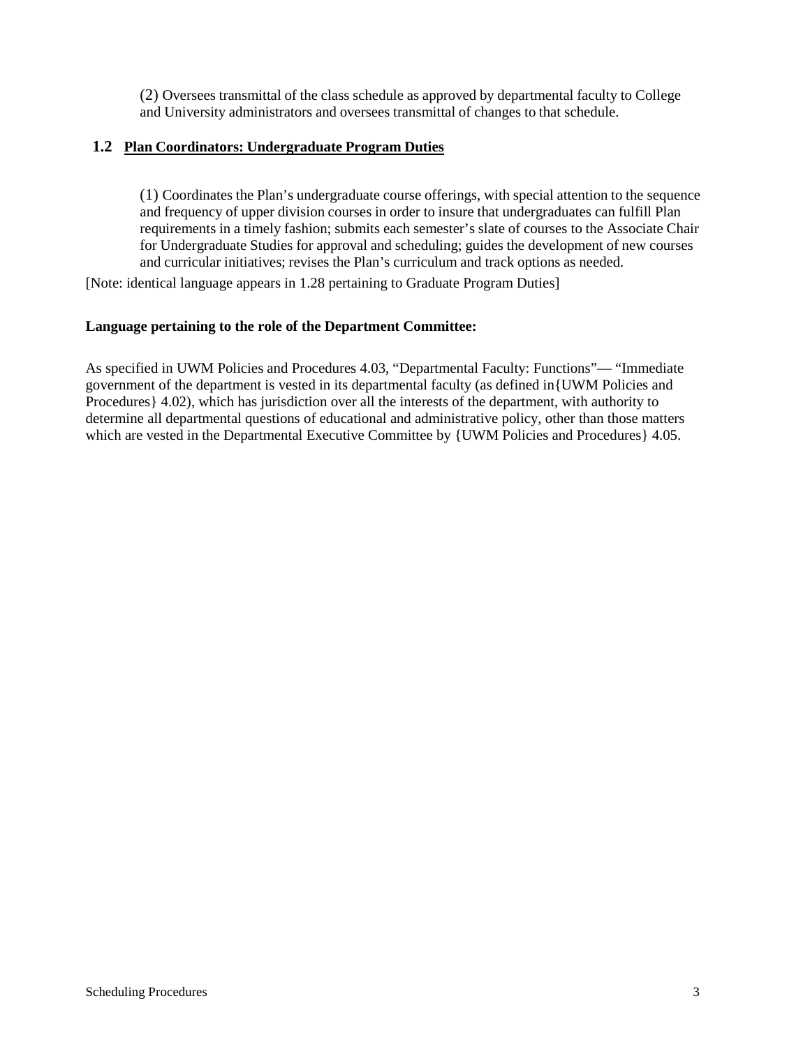(2) Oversees transmittal of the class schedule as approved by departmental faculty to College and University administrators and oversees transmittal of changes to that schedule.

### 1.2 Plan Coordinators: Undergraduate Program Duties

(1) Coordinates the Plan's undergraduate course offerings, with special attention to the sequence and frequency of upper division courses in order to insure that undergraduates can fulfill Plan requirements in a timely fashion; submits each semester's slate of courses to the Associate Chair for Undergraduate Studies for approval and scheduling; guides the development of new courses and curricular initiatives; revises the Plan's curriculum and track options as needed.

[Note: identical language appears in 1.28 pertaining to Graduate Program Duties]

**Language pertaining to the role of the Department Committee:**

As specified in UWM Policies and Procedures 4.03, "Departmental Faculty: Functions"— "Immediate government of the department is vested in its departmental faculty (as defined in{UWM Policies and Procedures} 4.02), which has jurisdiction over all the interests of the department, with authority to determine all departmental questions of educational and administrative policy, other than those matters which are vested in the Departmental Executive Committee by {UWM Policies and Procedures} 4.05.